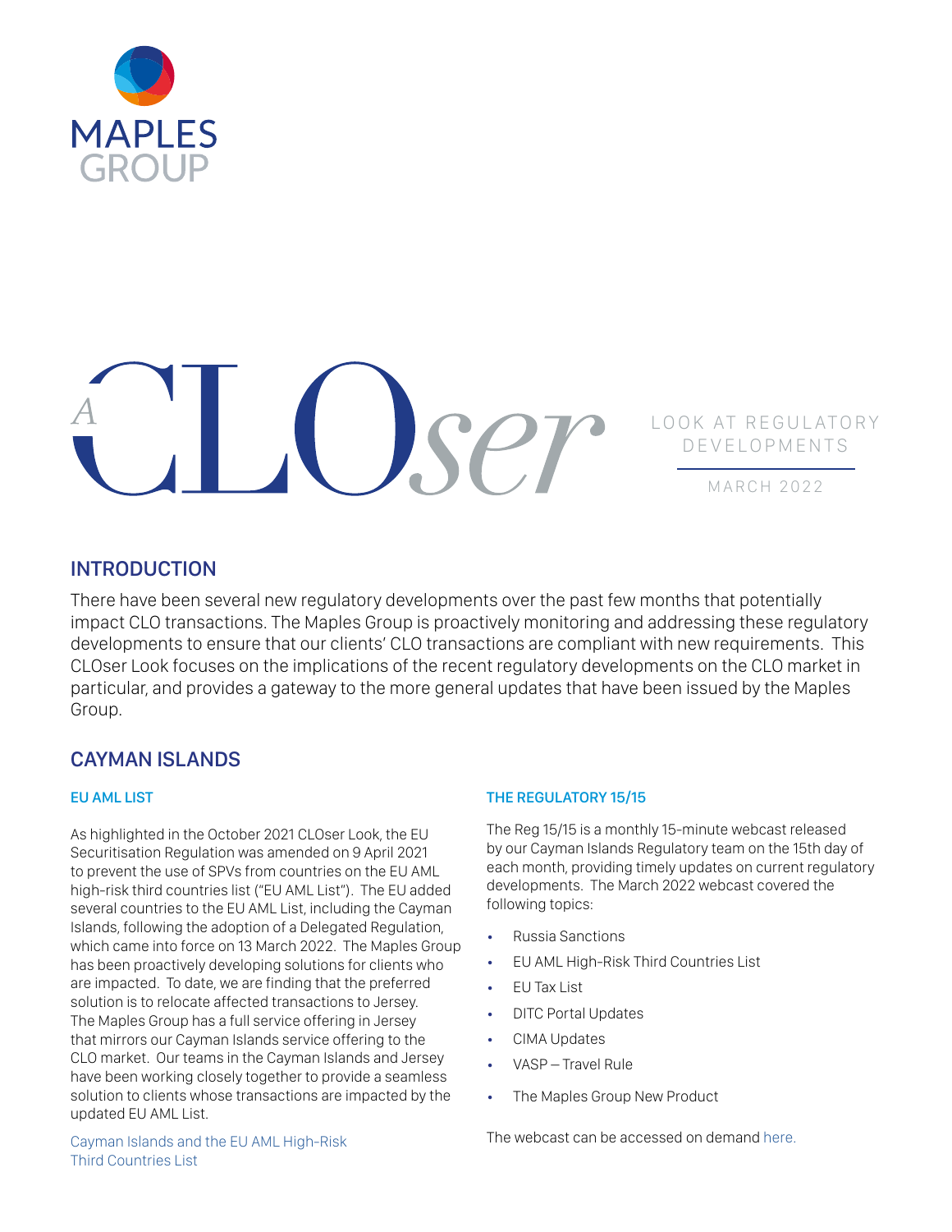MAPLES GROUP

# A CLOser LOOK AT REGULATORY DEVELOPMENTS

MARCH 2022

## INTRODUCTION

There have been several new regulatory developments over the past few months that potentially impact CLO transactions. The Maples Group is proactively monitoring and addressing these regulatory developments to ensure that our clients' CLO transactions are compliant with new requirements. This CLOser Look focuses on the implications of the recent regulatory developments on the CLO market in particular, and provides a gateway to the more general updates that have been issued by the Maples Group.

## CAYMAN ISLANDS

### EU AML LIST

As highlighted in the October 2021 CLOser Look, the EU Securitisation Regulation was amended on 9 April 2021 to prevent the use of SPVs from countries on the EU AML high-risk third countries list ("EU AML List"). The EU added several countries to the EU AML List, including the Cayman Islands, following the adoption of a Delegated Regulation, which came into force on 13 March 2022. The Maples Group has been proactively developing solutions for clients who are impacted. To date, we are finding that the preferred solution is to relocate affected transactions to Jersey. The Maples Group has a full service offering in Jersey that mirrors our Cayman Islands service offering to the CLO market. Our teams in the Cayman Islands and Jersey have been working closely together to provide a seamless solution to clients whose transactions are impacted by the updated EU AML List.

Cayman Islands and the EU AML High-Risk Third Countries List

### THE REGULATORY 15/15

The Reg 15/15 is a monthly 15-minute webcast released by our Cayman Islands Regulatory team on the 15th day of each month, providing timely updates on current regulatory developments. The March 2022 webcast covered the following topics:

- Russia Sanctions
- EU AML High-Risk Third Countries List
- EU Tax List
- DITC Portal Updates
- CIMA Updates
- VASP – Travel Rule
- The Maples Group New Product

The webcast can be accessed on demand here.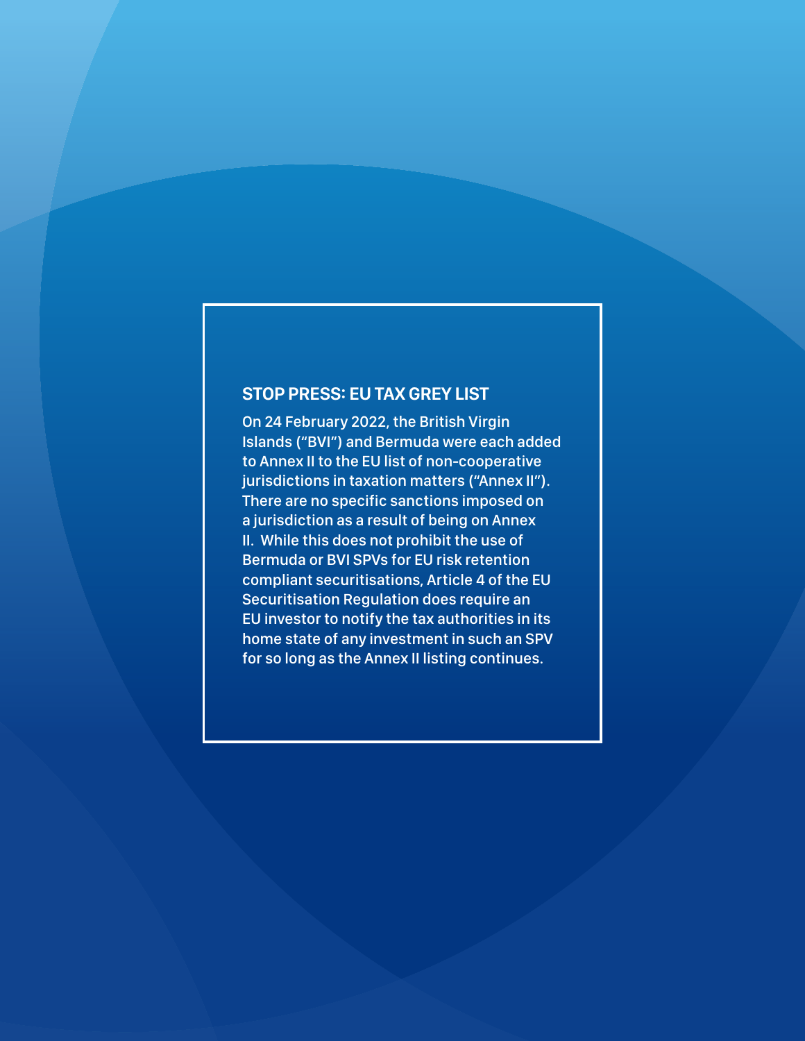## STOP PRESS: EU TAX GREY LIST

On 24 February 2022, the British Virgin Islands ("BVI") and Bermuda were each added to Annex II to the EU list of non-cooperative jurisdictions in taxation matters ("Annex II"). There are no specific sanctions imposed on a jurisdiction as a result of being on Annex II. While this does not prohibit the use of Bermuda or BVI SPVs for EU risk retention compliant securitisations, Article 4 of the EU Securitisation Regulation does require an EU investor to notify the tax authorities in its home state of any investment in such an SPV for so long as the Annex II listing continues.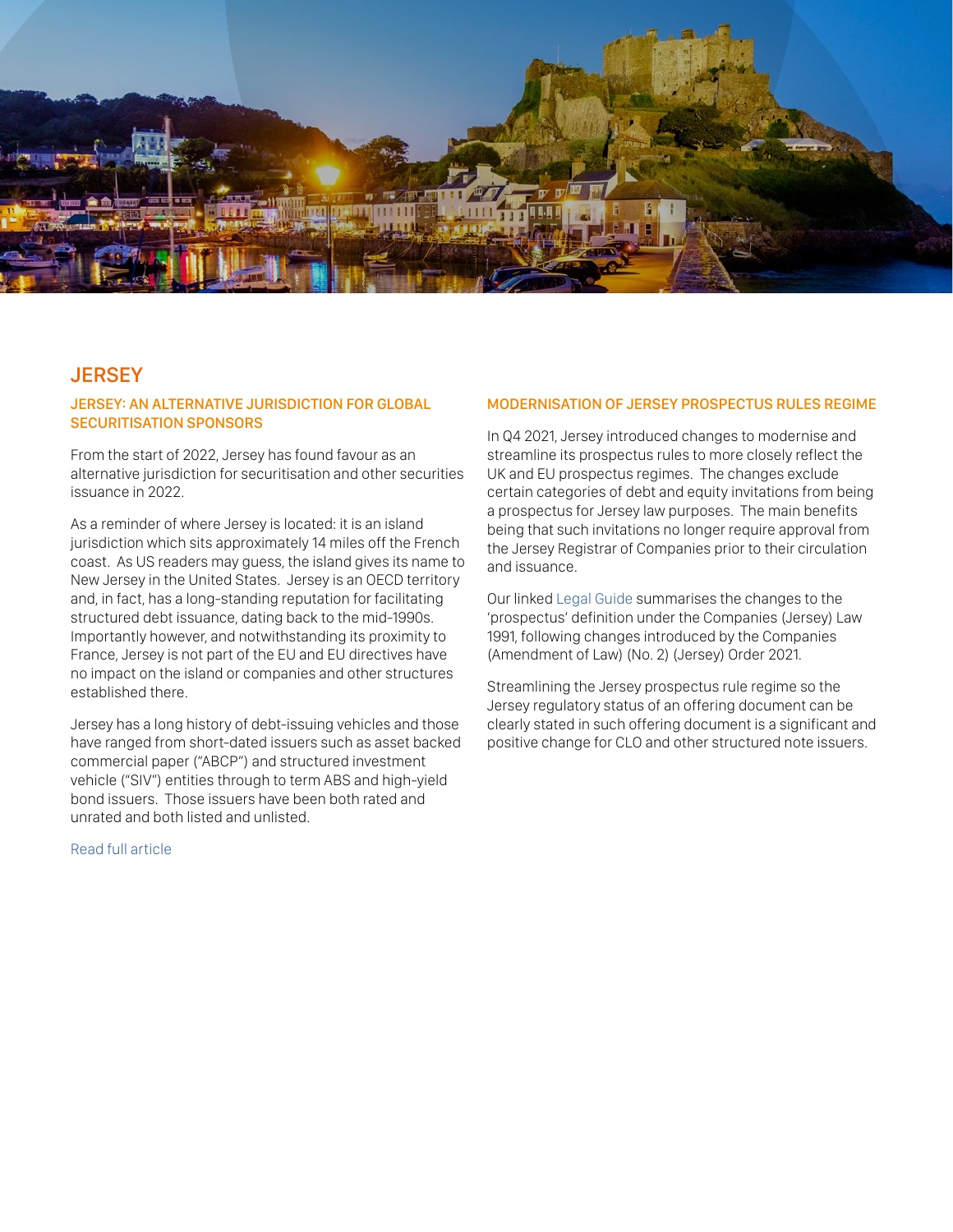# JERSEY

## JERSEY: AN ALTERNATIVE JURISDICTION FOR GLOBAL SECURITISATION SPONSORS

From the start of 2022, Jersey has found favour as an alternative jurisdiction for securitisation and other securities issuance in 2022.

As a reminder of where Jersey is located: it is an island jurisdiction which sits approximately 14 miles off the French coast. As US readers may guess, the island gives its name to New Jersey in the United States. Jersey is an OECD territory and, in fact, has a long-standing reputation for facilitating structured debt issuance, dating back to the mid-1990s. Importantly however, and notwithstanding its proximity to France, Jersey is not part of the EU and EU directives have no impact on the island or companies and other structures established there.

Jersey has a long history of debt-issuing vehicles and those have ranged from short-dated issuers such as asset backed commercial paper ("ABCP") and structured investment vehicle ("SIV") entities through to term ABS and high-yield bond issuers. Those issuers have been both rated and unrated and both listed and unlisted.

Read full article

## MODERNISATION OF JERSEY PROSPECTUS RULES REGIME

In Q4 2021, Jersey introduced changes to modernise and streamline its prospectus rules to more closely reflect the UK and EU prospectus regimes. The changes exclude certain categories of debt and equity invitations from being a prospectus for Jersey law purposes. The main benefits being that such invitations no longer require approval from the Jersey Registrar of Companies prior to their circulation and issuance.

Our linked Legal Guide summarises the changes to the 'prospectus' definition under the Companies (Jersey) Law 1991, following changes introduced by the Companies (Amendment of Law) (No. 2) (Jersey) Order 2021.

Streamlining the Jersey prospectus rule regime so the Jersey regulatory status of an offering document can be clearly stated in such offering document is a significant and positive change for CLO and other structured note issuers.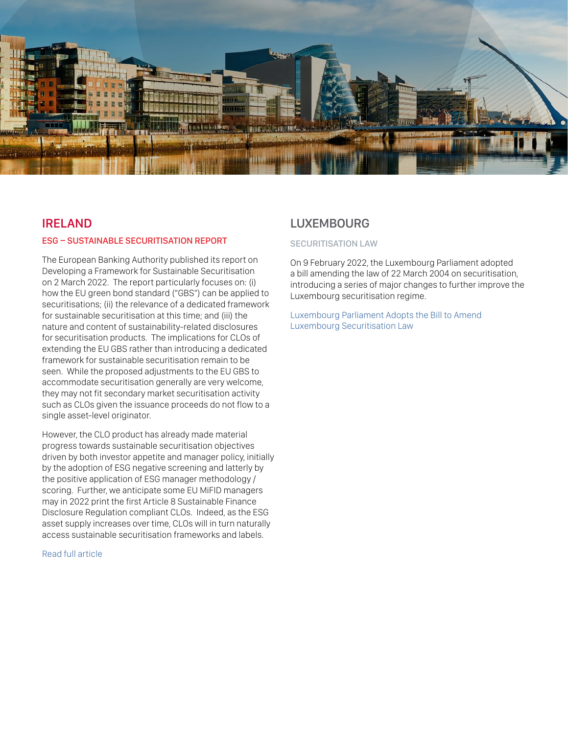## IRELAND

### ESG – SUSTAINABLE SECURITISATION REPORT

The European Banking Authority published its report on Developing a Framework for Sustainable Securitisation on 2 March 2022. The report particularly focuses on: (i) how the EU green bond standard ("GBS") can be applied to securitisations; (ii) the relevance of a dedicated framework for sustainable securitisation at this time; and (iii) the nature and content of sustainability-related disclosures for securitisation products. The implications for CLOs of extending the EU GBS rather than introducing a dedicated framework for sustainable securitisation remain to be seen. While the proposed adjustments to the EU GBS to accommodate securitisation generally are very welcome, they may not fit secondary market securitisation activity such as CLOs given the issuance proceeds do not flow to a single asset-level originator.

However, the CLO product has already made material progress towards sustainable securitisation objectives driven by both investor appetite and manager policy, initially by the adoption of ESG negative screening and latterly by the positive application of ESG manager methodology / scoring. Further, we anticipate some EU MiFID managers may in 2022 print the first Article 8 Sustainable Finance Disclosure Regulation compliant CLOs. Indeed, as the ESG asset supply increases over time, CLOs will in turn naturally access sustainable securitisation frameworks and labels.

Read full article

## LUXEMBOURG

### SECURITISATION LAW

On 9 February 2022, the Luxembourg Parliament adopted a bill amending the law of 22 March 2004 on securitisation, introducing a series of major changes to further improve the Luxembourg securitisation regime.

Luxembourg Parliament Adopts the Bill to Amend Luxembourg Securitisation Law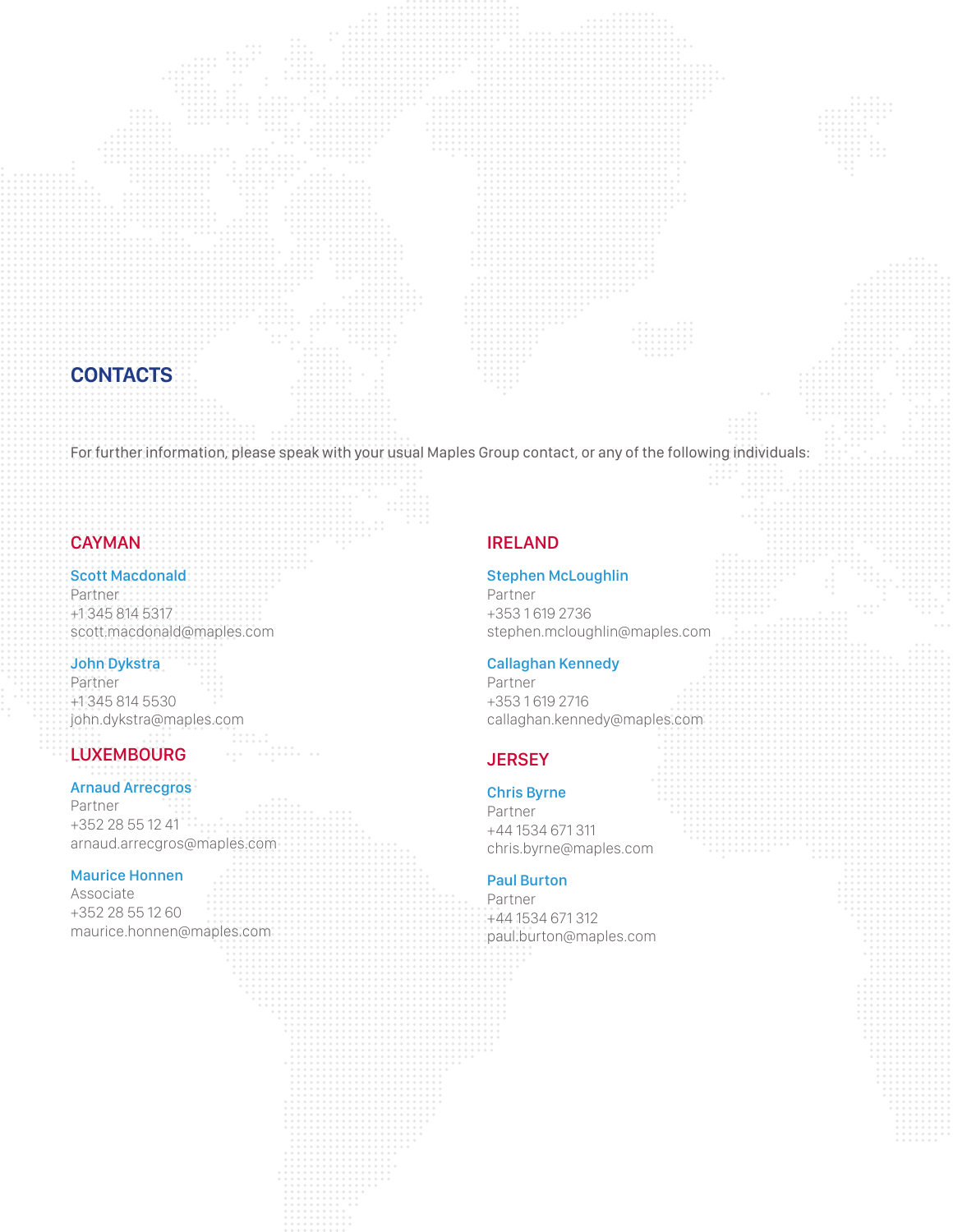## CONTACTS

For further information, please speak with your usual Maples Group contact, or any of the following individuals:

### CAYMAN

**Scott Macdonald**
Partner
+1 345 814 5317
scott.macdonald@maples.com

**John Dykstra**
Partner
+1 345 814 5530
john.dykstra@maples.com

### LUXEMBOURG

**Arnaud Arrecgros**
Partner
+352 28 55 12 41
arnaud.arrecgros@maples.com

**Maurice Honnen**
Associate
+352 28 55 12 60
maurice.honnen@maples.com

### IRELAND

**Stephen McLoughlin**
Partner
+353 1 619 2736
stephen.mcloughlin@maples.com

**Callaghan Kennedy**
Partner
+353 1 619 2716
callaghan.kennedy@maples.com

### JERSEY

**Chris Byrne**
Partner
+44 1534 671 311
chris.byrne@maples.com

**Paul Burton**
Partner
+44 1534 671 312
paul.burton@maples.com